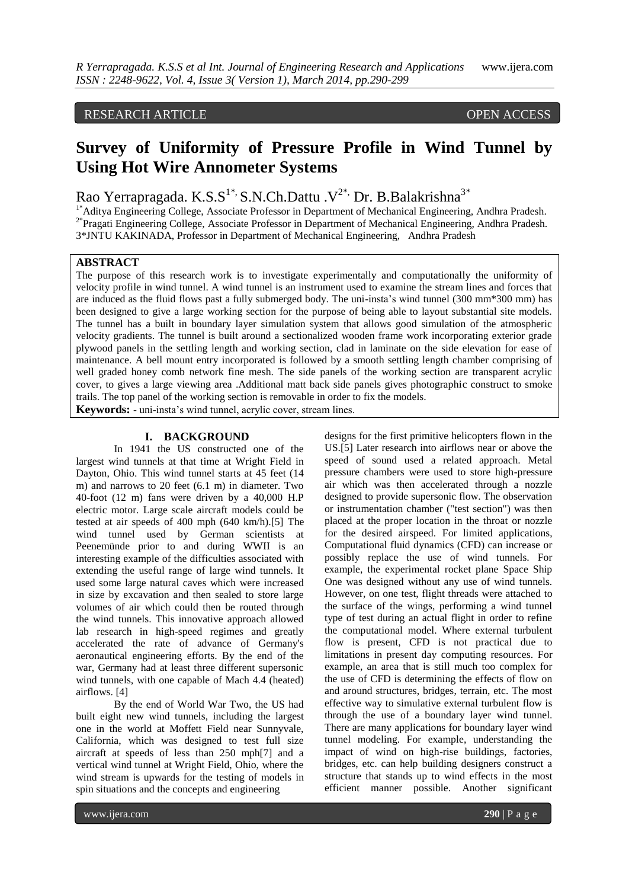RESEARCH ARTICLE OPEN ACCESS

# Survey of Uniformity of Pressure Profile in Wind Tunnel by Using Hot Wire Annometer Systems

Rao Yerrapragada. K.S.S[1*], S.N.Ch.Dattu .V[2*], Dr. B.Balakrishna[3*]

[1*]Aditya Engineering College, Associate Professor in Department of Mechanical Engineering, Andhra Pradesh.
[2*]Pragati Engineering College, Associate Professor in Department of Mechanical Engineering, Andhra Pradesh.
[3*]JNTU KAKINADA, Professor in Department of Mechanical Engineering, Andhra Pradesh

## ABSTRACT

The purpose of this research work is to investigate experimentally and computationally the uniformity of velocity profile in wind tunnel. A wind tunnel is an instrument used to examine the stream lines and forces that are induced as the fluid flows past a fully submerged body. The uni-insta's wind tunnel (300 mm*300 mm) has been designed to give a large working section for the purpose of being able to layout substantial site models. The tunnel has a built in boundary layer simulation system that allows good simulation of the atmospheric velocity gradients. The tunnel is built around a sectionalized wooden frame work incorporating exterior grade plywood panels in the settling length and working section, clad in laminate on the side elevation for ease of maintenance. A bell mount entry incorporated is followed by a smooth settling length chamber comprising of well graded honey comb network fine mesh. The side panels of the working section are transparent acrylic cover, to gives a large viewing area .Additional matt back side panels gives photographic construct to smoke trails. The top panel of the working section is removable in order to fix the models.

**Keywords:** - uni-insta's wind tunnel, acrylic cover, stream lines.

## I. BACKGROUND

In 1941 the US constructed one of the largest wind tunnels at that time at Wright Field in Dayton, Ohio. This wind tunnel starts at 45 feet (14 m) and narrows to 20 feet (6.1 m) in diameter. Two 40-foot (12 m) fans were driven by a 40,000 H.P electric motor. Large scale aircraft models could be tested at air speeds of 400 mph (640 km/h).[5] The wind tunnel used by German scientists at Peenemünde prior to and during WWII is an interesting example of the difficulties associated with extending the useful range of large wind tunnels. It used some large natural caves which were increased in size by excavation and then sealed to store large volumes of air which could then be routed through the wind tunnels. This innovative approach allowed lab research in high-speed regimes and greatly accelerated the rate of advance of Germany's aeronautical engineering efforts. By the end of the war, Germany had at least three different supersonic wind tunnels, with one capable of Mach 4.4 (heated) airflows. [4]

By the end of World War Two, the US had built eight new wind tunnels, including the largest one in the world at Moffett Field near Sunnyvale, California, which was designed to test full size aircraft at speeds of less than 250 mph[7] and a vertical wind tunnel at Wright Field, Ohio, where the wind stream is upwards for the testing of models in spin situations and the concepts and engineering designs for the first primitive helicopters flown in the US.[5] Later research into airflows near or above the speed of sound used a related approach. Metal pressure chambers were used to store high-pressure air which was then accelerated through a nozzle designed to provide supersonic flow. The observation or instrumentation chamber ("test section") was then placed at the proper location in the throat or nozzle for the desired airspeed. For limited applications, Computational fluid dynamics (CFD) can increase or possibly replace the use of wind tunnels. For example, the experimental rocket plane Space Ship One was designed without any use of wind tunnels. However, on one test, flight threads were attached to the surface of the wings, performing a wind tunnel type of test during an actual flight in order to refine the computational model. Where external turbulent flow is present, CFD is not practical due to limitations in present day computing resources. For example, an area that is still much too complex for the use of CFD is determining the effects of flow on and around structures, bridges, terrain, etc. The most effective way to simulative external turbulent flow is through the use of a boundary layer wind tunnel. There are many applications for boundary layer wind tunnel modeling. For example, understanding the impact of wind on high-rise buildings, factories, bridges, etc. can help building designers construct a structure that stands up to wind effects in the most efficient manner possible. Another significant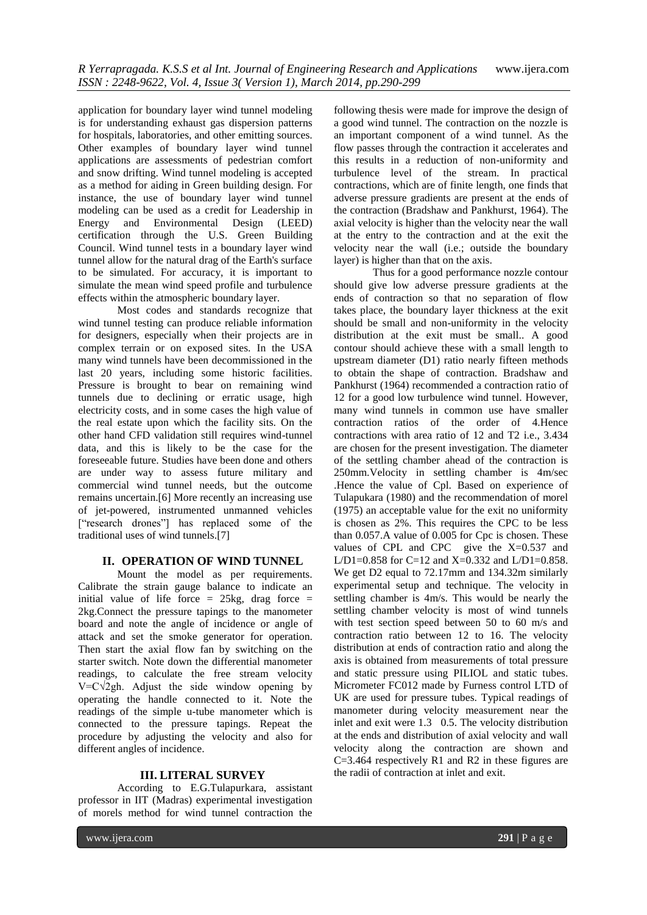application for boundary layer wind tunnel modeling is for understanding exhaust gas dispersion patterns for hospitals, laboratories, and other emitting sources. Other examples of boundary layer wind tunnel applications are assessments of pedestrian comfort and snow drifting. Wind tunnel modeling is accepted as a method for aiding in Green building design. For instance, the use of boundary layer wind tunnel modeling can be used as a credit for Leadership in Energy and Environmental Design (LEED) certification through the U.S. Green Building Council. Wind tunnel tests in a boundary layer wind tunnel allow for the natural drag of the Earth's surface to be simulated. For accuracy, it is important to simulate the mean wind speed profile and turbulence effects within the atmospheric boundary layer.

Most codes and standards recognize that wind tunnel testing can produce reliable information for designers, especially when their projects are in complex terrain or on exposed sites. In the USA many wind tunnels have been decommissioned in the last 20 years, including some historic facilities. Pressure is brought to bear on remaining wind tunnels due to declining or erratic usage, high electricity costs, and in some cases the high value of the real estate upon which the facility sits. On the other hand CFD validation still requires wind-tunnel data, and this is likely to be the case for the foreseeable future. Studies have been done and others are under way to assess future military and commercial wind tunnel needs, but the outcome remains uncertain.[6] More recently an increasing use of jet-powered, instrumented unmanned vehicles ["research drones"] has replaced some of the traditional uses of wind tunnels.[7]

## II. OPERATION OF WIND TUNNEL

Mount the model as per requirements. Calibrate the strain gauge balance to indicate an initial value of life force = 25kg, drag force = 2kg.Connect the pressure tapings to the manometer board and note the angle of incidence or angle of attack and set the smoke generator for operation. Then start the axial flow fan by switching on the starter switch. Note down the differential manometer readings, to calculate the free stream velocity $V=C\sqrt{2gh}$. Adjust the side window opening by operating the handle connected to it. Note the readings of the simple u-tube manometer which is connected to the pressure tapings. Repeat the procedure by adjusting the velocity and also for different angles of incidence.

## III. LITERAL SURVEY

According to E.G.Tulapurkara, assistant professor in IIT (Madras) experimental investigation of morels method for wind tunnel contraction the following thesis were made for improve the design of a good wind tunnel. The contraction on the nozzle is an important component of a wind tunnel. As the flow passes through the contraction it accelerates and this results in a reduction of non-uniformity and turbulence level of the stream. In practical contractions, which are of finite length, one finds that adverse pressure gradients are present at the ends of the contraction (Bradshaw and Pankhurst, 1964). The axial velocity is higher than the velocity near the wall at the entry to the contraction and at the exit the velocity near the wall (i.e.; outside the boundary layer) is higher than that on the axis.

Thus for a good performance nozzle contour should give low adverse pressure gradients at the ends of contraction so that no separation of flow takes place, the boundary layer thickness at the exit should be small and non-uniformity in the velocity distribution at the exit must be small.. A good contour should achieve these with a small length to upstream diameter (D1) ratio nearly fifteen methods to obtain the shape of contraction. Bradshaw and Pankhurst (1964) recommended a contraction ratio of 12 for a good low turbulence wind tunnel. However, many wind tunnels in common use have smaller contraction ratios of the order of 4.Hence contractions with area ratio of 12 and T2 i.e., 3.434 are chosen for the present investigation. The diameter of the settling chamber ahead of the contraction is 250mm.Velocity in settling chamber is 4m/sec .Hence the value of Cpl. Based on experience of Tulapukara (1980) and the recommendation of morel (1975) an acceptable value for the exit no uniformity is chosen as 2%. This requires the CPC to be less than 0.057.A value of 0.005 for Cpc is chosen. These values of CPL and CPC give the X=0.537 and L/D1=0.858 for C=12 and X=0.332 and L/D1=0.858. We get D2 equal to 72.17mm and 134.32m similarly experimental setup and technique. The velocity in settling chamber is 4m/s. This would be nearly the settling chamber velocity is most of wind tunnels with test section speed between 50 to 60 m/s and contraction ratio between 12 to 16. The velocity distribution at ends of contraction ratio and along the axis is obtained from measurements of total pressure and static pressure using PILIOL and static tubes. Micrometer FC012 made by Furness control LTD of UK are used for pressure tubes. Typical readings of manometer during velocity measurement near the inlet and exit were 1.3 0.5. The velocity distribution at the ends and distribution of axial velocity and wall velocity along the contraction are shown and C=3.464 respectively R1 and R2 in these figures are the radii of contraction at inlet and exit.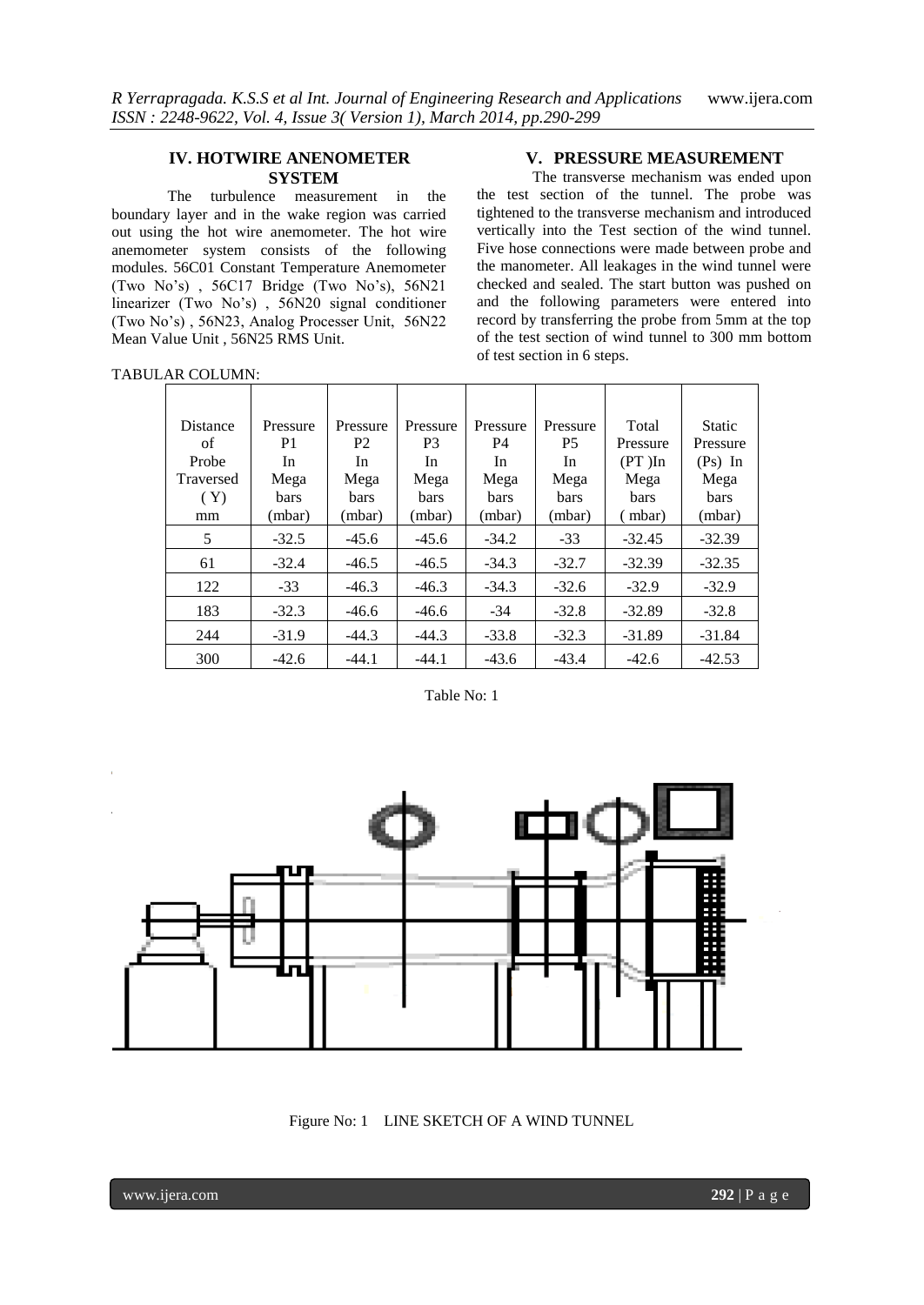## IV. HOTWIRE ANENOMETER SYSTEM

The turbulence measurement in the boundary layer and in the wake region was carried out using the hot wire anemometer. The hot wire anemometer system consists of the following modules. 56C01 Constant Temperature Anemometer (Two No's) , 56C17 Bridge (Two No's), 56N21 linearizer (Two No's) , 56N20 signal conditioner (Two No's) , 56N23, Analog Processer Unit, 56N22 Mean Value Unit , 56N25 RMS Unit.

## V. PRESSURE MEASUREMENT

The transverse mechanism was ended upon the test section of the tunnel. The probe was tightened to the transverse mechanism and introduced vertically into the Test section of the wind tunnel. Five hose connections were made between probe and the manometer. All leakages in the wind tunnel were checked and sealed. The start button was pushed on and the following parameters were entered into record by transferring the probe from 5mm at the top of the test section of wind tunnel to 300 mm bottom of test section in 6 steps.

TABULAR COLUMN:

| Distance of Probe Traversed ( Y) mm | Pressure P1 In Mega bars (mbar) | Pressure P2 In Mega bars (mbar) | Pressure P3 In Mega bars (mbar) | Pressure P4 In Mega bars (mbar) | Pressure P5 In Mega bars (mbar) | Total Pressure (PT )In Mega bars ( mbar) | Static Pressure (Ps) In Mega bars (mbar) |
|---|---|---|---|---|---|---|---|
| 5 | -32.5 | -45.6 | -45.6 | -34.2 | -33 | -32.45 | -32.39 |
| 61 | -32.4 | -46.5 | -46.5 | -34.3 | -32.7 | -32.39 | -32.35 |
| 122 | -33 | -46.3 | -46.3 | -34.3 | -32.6 | -32.9 | -32.9 |
| 183 | -32.3 | -46.6 | -46.6 | -34 | -32.8 | -32.89 | -32.8 |
| 244 | -31.9 | -44.3 | -44.3 | -33.8 | -32.3 | -31.89 | -31.84 |
| 300 | -42.6 | -44.1 | -44.1 | -43.6 | -43.4 | -42.6 | -42.53 |

Table No: 1

Figure No: 1 LINE SKETCH OF A WIND TUNNEL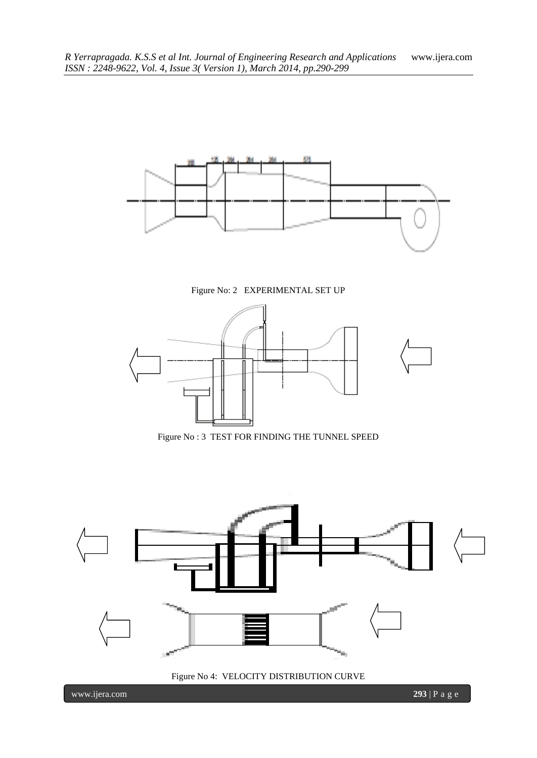Figure No: 2 EXPERIMENTAL SET UP

Figure No : 3 TEST FOR FINDING THE TUNNEL SPEED

Figure No 4: VELOCITY DISTRIBUTION CURVE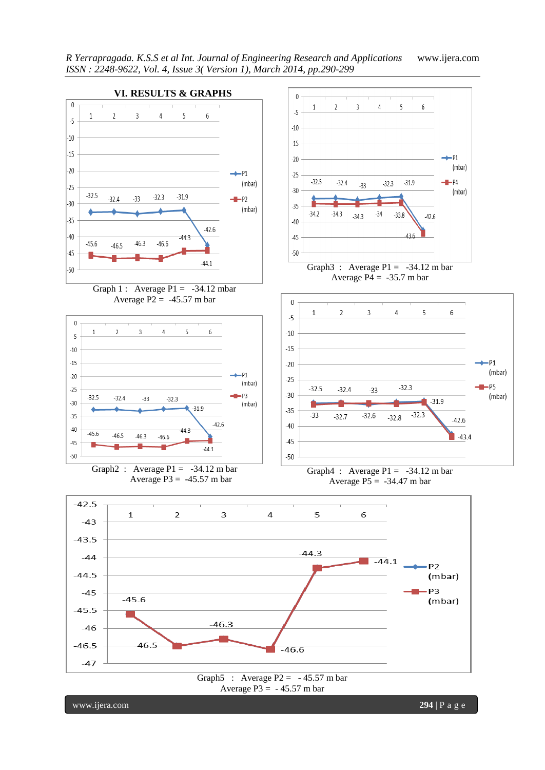## VI. RESULTS & GRAPHS

Graph 1 : Average P1 = -34.12 mbar
Average P2 = -45.57 m bar

Graph3 : Average P1 = -34.12 m bar
Average P4 = -35.7 m bar

Graph2 : Average P1 = -34.12 m bar
Average P3 = -45.57 m bar

Graph4 : Average P1 = -34.12 m bar
Average P5 = -34.47 m bar

Graph5 : Average P2 = - 45.57 m bar
Average P3 = - 45.57 m bar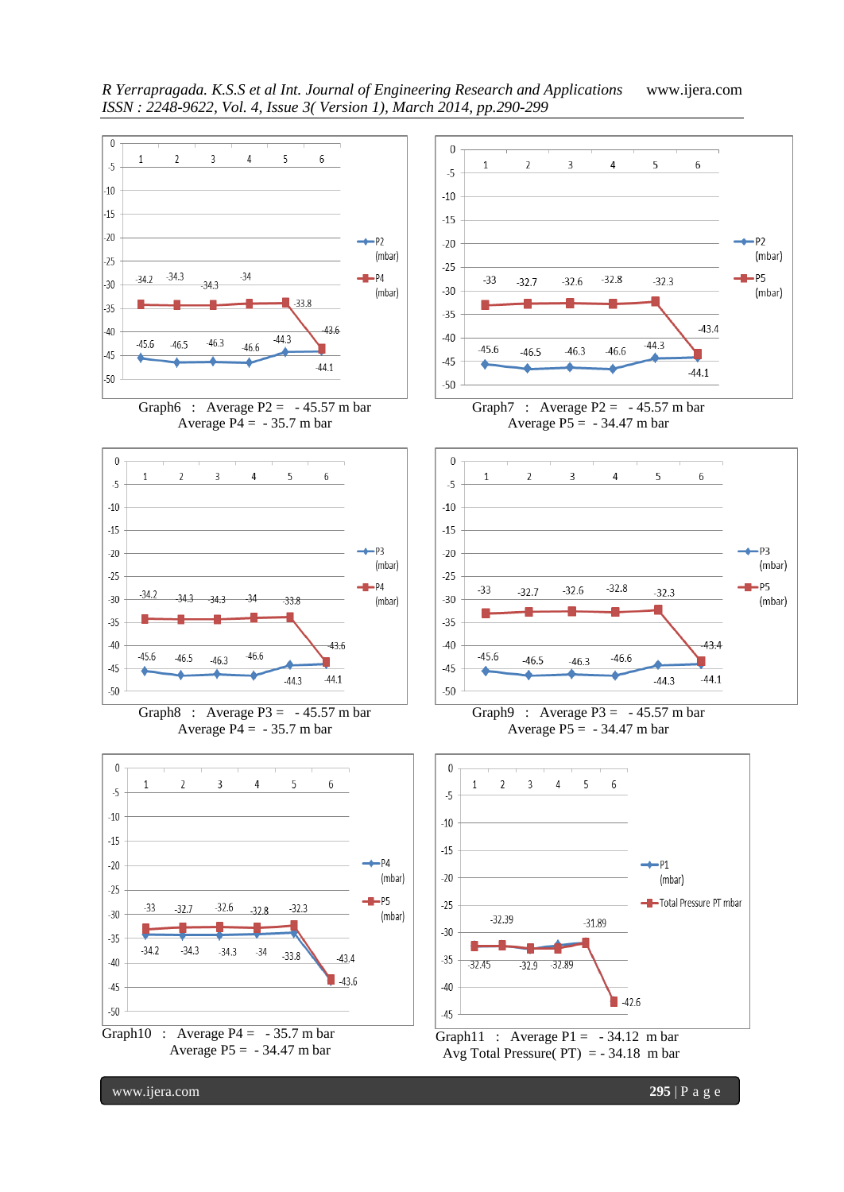Graph6 : Average P2 = - 45.57 m bar
Average P4 = - 35.7 m bar

Graph7 : Average P2 = - 45.57 m bar
Average P5 = - 34.47 m bar

Graph8 : Average P3 = - 45.57 m bar
Average P4 = - 35.7 m bar

Graph9 : Average P3 = - 45.57 m bar
Average P5 = - 34.47 m bar

Graph10 : Average P4 = - 35.7 m bar
Average P5 = - 34.47 m bar

Graph11 : Average P1 = - 34.12 m bar
Avg Total Pressure( PT) = - 34.18 m bar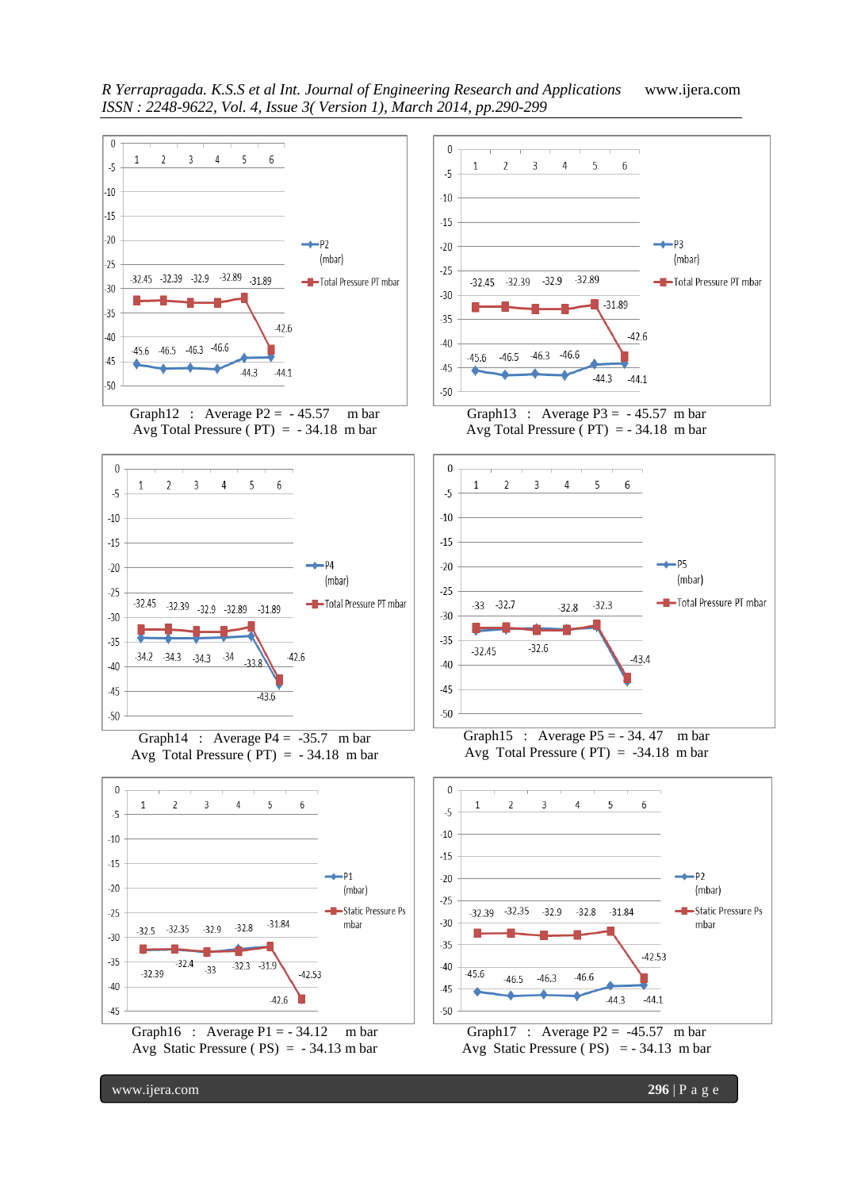Graph12 : Average P2 = - 45.57 m bar
Avg Total Pressure ( PT) = - 34.18 m bar

Graph13 : Average P3 = - 45.57 m bar
Avg Total Pressure ( PT) = - 34.18 m bar

Graph14 : Average P4 = -35.7 m bar
Avg Total Pressure ( PT) = - 34.18 m bar

Graph15 : Average P5 = - 34. 47 m bar
Avg Total Pressure ( PT) = -34.18 m bar

Graph16 : Average P1 = - 34.12 m bar
Avg Static Pressure ( PS) = - 34.13 m bar

Graph17 : Average P2 = -45.57 m bar
Avg Static Pressure ( PS) = - 34.13 m bar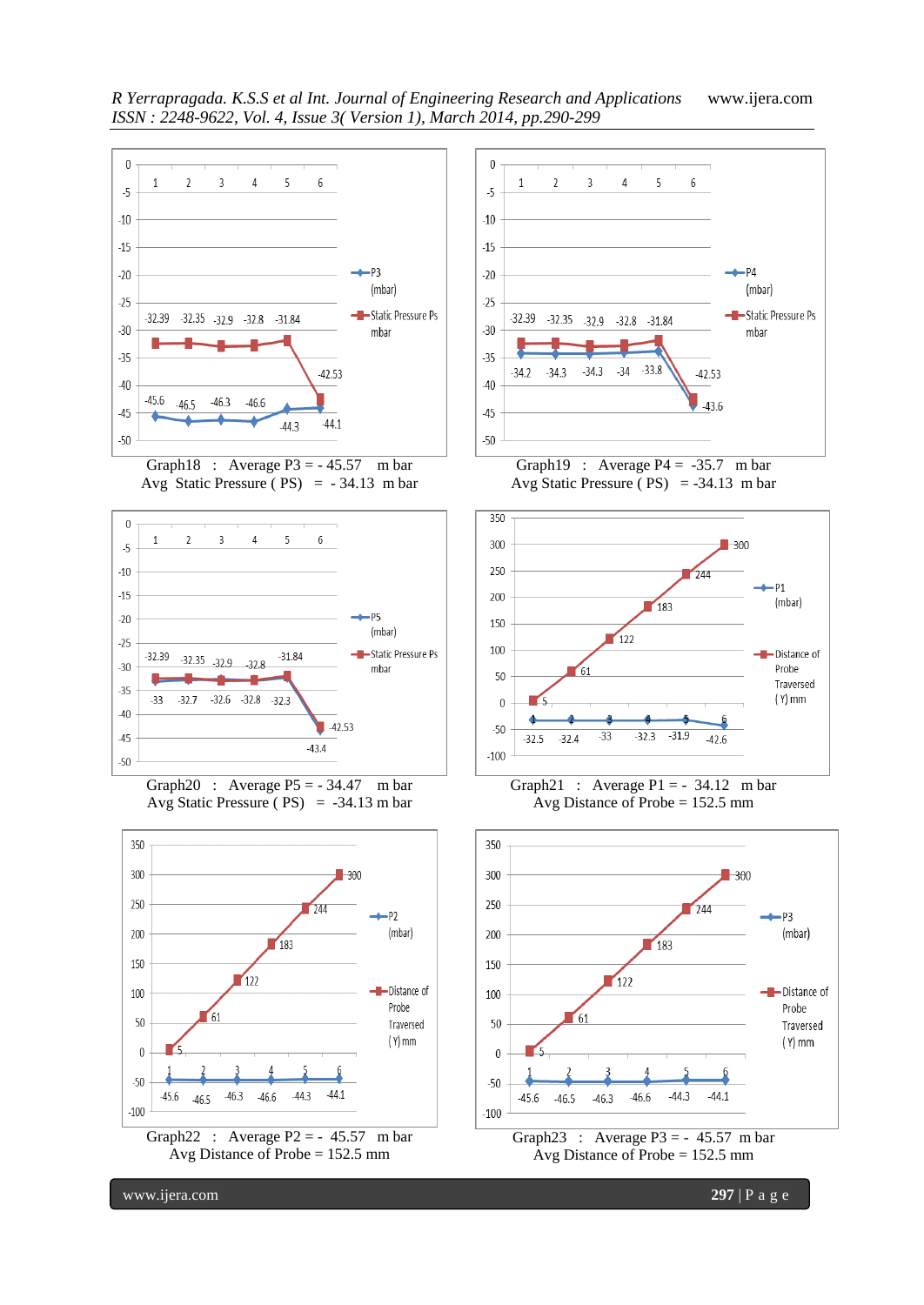Graph18 : Average P3 = - 45.57 m bar
Avg Static Pressure ( PS) = - 34.13 m bar

Graph19 : Average P4 = -35.7 m bar
Avg Static Pressure ( PS) = -34.13 m bar

Graph20 : Average P5 = - 34.47 m bar
Avg Static Pressure ( PS) = -34.13 m bar

Graph21 : Average P1 = - 34.12 m bar
Avg Distance of Probe = 152.5 mm

Graph22 : Average P2 = - 45.57 m bar
Avg Distance of Probe = 152.5 mm

Graph23 : Average P3 = - 45.57 m bar
Avg Distance of Probe = 152.5 mm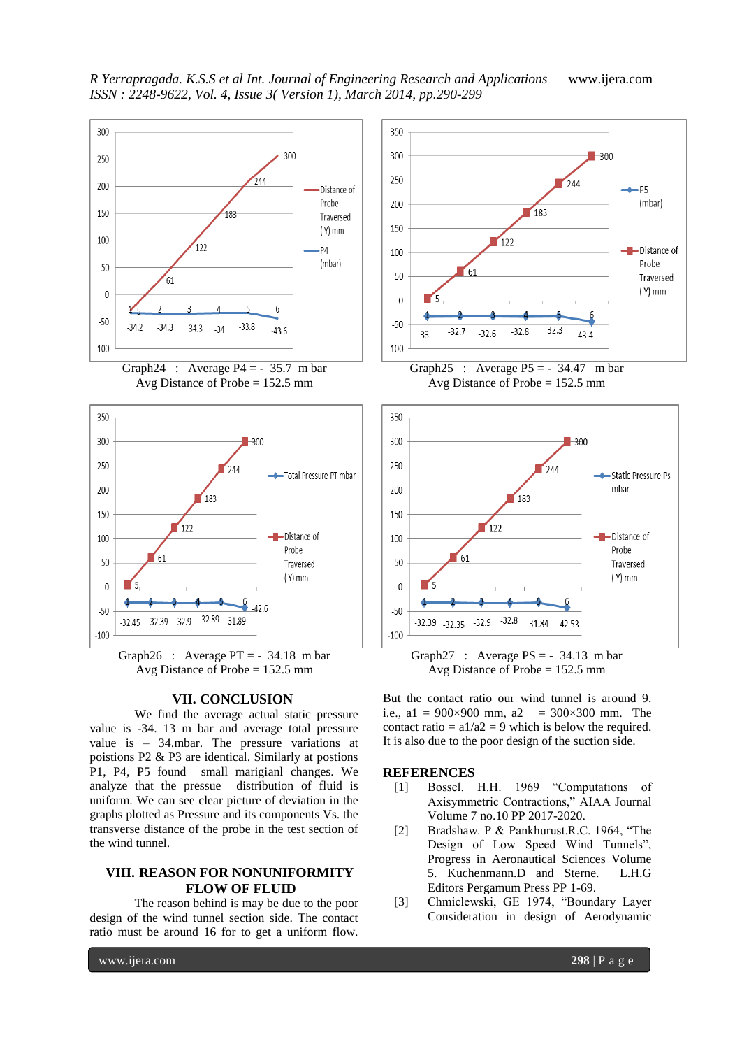Graph24 : Average P4 = - 35.7 m bar
Avg Distance of Probe = 152.5 mm

Graph25 : Average P5 = - 34.47 m bar
Avg Distance of Probe = 152.5 mm

Graph26 : Average PT = - 34.18 m bar
Avg Distance of Probe = 152.5 mm

Graph27 : Average PS = - 34.13 m bar
Avg Distance of Probe = 152.5 mm

## VII. CONCLUSION

We find the average actual static pressure value is -34. 13 m bar and average total pressure value is – 34.mbar. The pressure variations at poistions P2 & P3 are identical. Similarly at postions P1, P4, P5 found small marigianl changes. We analyze that the pressure distribution of fluid is uniform. We can see clear picture of deviation in the graphs plotted as Pressure and its components Vs. the transverse distance of the probe in the test section of the wind tunnel.

## VIII. REASON FOR NONUNIFORMITY FLOW OF FLUID

The reason behind is may be due to the poor design of the wind tunnel section side. The contact ratio must be around 16 for to get a uniform flow. But the contact ratio our wind tunnel is around 9. i.e., a1 = 900×900 mm, a2 = 300×300 mm. The contact ratio = a1/a2 = 9 which is below the required. It is also due to the poor design of the suction side.

## REFERENCES

[1] Bossel. H.H. 1969 "Computations of Axisymmetric Contractions," AIAA Journal Volume 7 no.10 PP 2017-2020.

[2] Bradshaw. P & Pankhurust.R.C. 1964, "The Design of Low Speed Wind Tunnels", Progress in Aeronautical Sciences Volume 5. Kuchenmann.D and Sterne. L.H.G Editors Pergamum Press PP 1-69.

[3] Chmiclewski, GE 1974, "Boundary Layer Consideration in design of Aerodynamic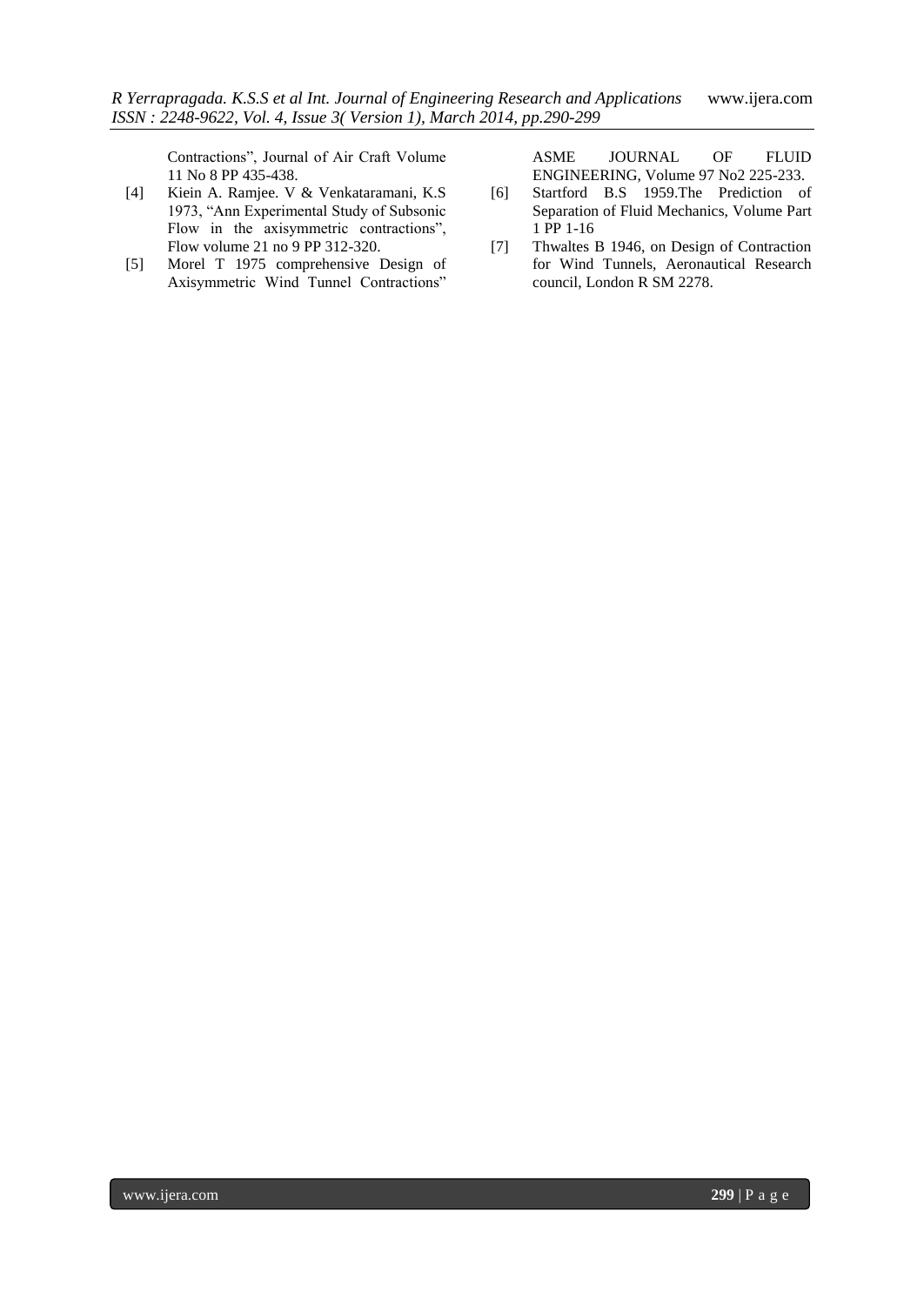Contractions", Journal of Air Craft Volume 11 No 8 PP 435-438.

[4] Kiein A. Ramjee. V & Venkataramani, K.S 1973, "Ann Experimental Study of Subsonic Flow in the axisymmetric contractions", Flow volume 21 no 9 PP 312-320.

[5] Morel T 1975 comprehensive Design of Axisymmetric Wind Tunnel Contractions" ASME JOURNAL OF FLUID ENGINEERING, Volume 97 No2 225-233.

[6] Startford B.S 1959.The Prediction of Separation of Fluid Mechanics, Volume Part 1 PP 1-16

[7] Thwaltes B 1946, on Design of Contraction for Wind Tunnels, Aeronautical Research council, London R SM 2278.